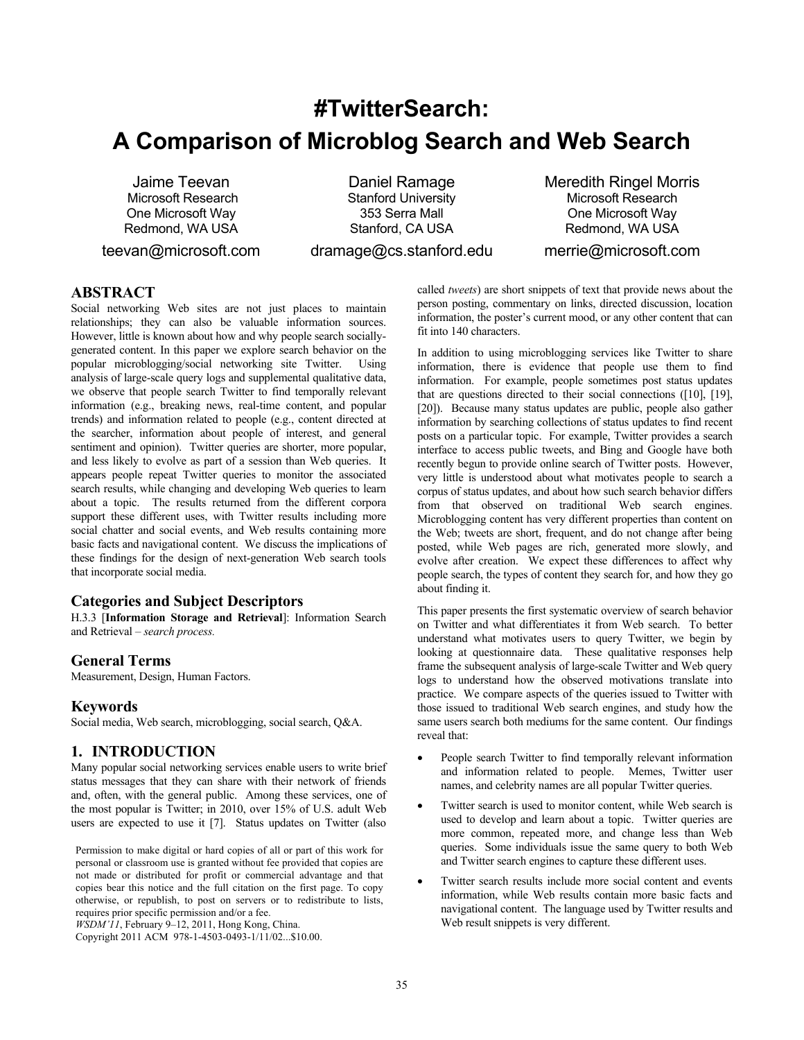# #TwitterSearch: A Comparison of Microblog Search and Web Search

Jaime Teevan
Microsoft Research
One Microsoft Way
Redmond, WA USA
teevan@microsoft.com

Daniel Ramage
Stanford University
353 Serra Mall
Stanford, CA USA
dramage@cs.stanford.edu

Meredith Ringel Morris
Microsoft Research
One Microsoft Way
Redmond, WA USA
merrie@microsoft.com

## ABSTRACT

Social networking Web sites are not just places to maintain relationships; they can also be valuable information sources. However, little is known about how and why people search socially-generated content. In this paper we explore search behavior on the popular microblogging/social networking site Twitter. Using analysis of large-scale query logs and supplemental qualitative data, we observe that people search Twitter to find temporally relevant information (e.g., breaking news, real-time content, and popular trends) and information related to people (e.g., content directed at the searcher, information about people of interest, and general sentiment and opinion). Twitter queries are shorter, more popular, and less likely to evolve as part of a session than Web queries. It appears people repeat Twitter queries to monitor the associated search results, while changing and developing Web queries to learn about a topic. The results returned from the different corpora support these different uses, with Twitter results including more social chatter and social events, and Web results containing more basic facts and navigational content. We discuss the implications of these findings for the design of next-generation Web search tools that incorporate social media.

### Categories and Subject Descriptors

H.3.3 [**Information Storage and Retrieval**]: Information Search and Retrieval – *search process.*

### General Terms

Measurement, Design, Human Factors.

### Keywords

Social media, Web search, microblogging, social search, Q&A.

## 1. INTRODUCTION

Many popular social networking services enable users to write brief status messages that they can share with their network of friends and, often, with the general public. Among these services, one of the most popular is Twitter; in 2010, over 15% of U.S. adult Web users are expected to use it [7]. Status updates on Twitter (also called *tweets*) are short snippets of text that provide news about the person posting, commentary on links, directed discussion, location information, the poster's current mood, or any other content that can fit into 140 characters.

Permission to make digital or hard copies of all or part of this work for personal or classroom use is granted without fee provided that copies are not made or distributed for profit or commercial advantage and that copies bear this notice and the full citation on the first page. To copy otherwise, or republish, to post on servers or to redistribute to lists, requires prior specific permission and/or a fee.
*WSDM'11*, February 9–12, 2011, Hong Kong, China.
Copyright 2011 ACM 978-1-4503-0493-1/11/02...$10.00.

In addition to using microblogging services like Twitter to share information, there is evidence that people use them to find information. For example, people sometimes post status updates that are questions directed to their social connections ([10], [19], [20]). Because many status updates are public, people also gather information by searching collections of status updates to find recent posts on a particular topic. For example, Twitter provides a search interface to access public tweets, and Bing and Google have both recently begun to provide online search of Twitter posts. However, very little is understood about what motivates people to search a corpus of status updates, and about how such search behavior differs from that observed on traditional Web search engines. Microblogging content has very different properties than content on the Web; tweets are short, frequent, and do not change after being posted, while Web pages are rich, generated more slowly, and evolve after creation. We expect these differences to affect why people search, the types of content they search for, and how they go about finding it.

This paper presents the first systematic overview of search behavior on Twitter and what differentiates it from Web search. To better understand what motivates users to query Twitter, we begin by looking at questionnaire data. These qualitative responses help frame the subsequent analysis of large-scale Twitter and Web query logs to understand how the observed motivations translate into practice. We compare aspects of the queries issued to Twitter with those issued to traditional Web search engines, and study how the same users search both mediums for the same content. Our findings reveal that:

- People search Twitter to find temporally relevant information and information related to people. Memes, Twitter user names, and celebrity names are all popular Twitter queries.
- Twitter search is used to monitor content, while Web search is used to develop and learn about a topic. Twitter queries are more common, repeated more, and change less than Web queries. Some individuals issue the same query to both Web and Twitter search engines to capture these different uses.
- Twitter search results include more social content and events information, while Web results contain more basic facts and navigational content. The language used by Twitter results and Web result snippets is very different.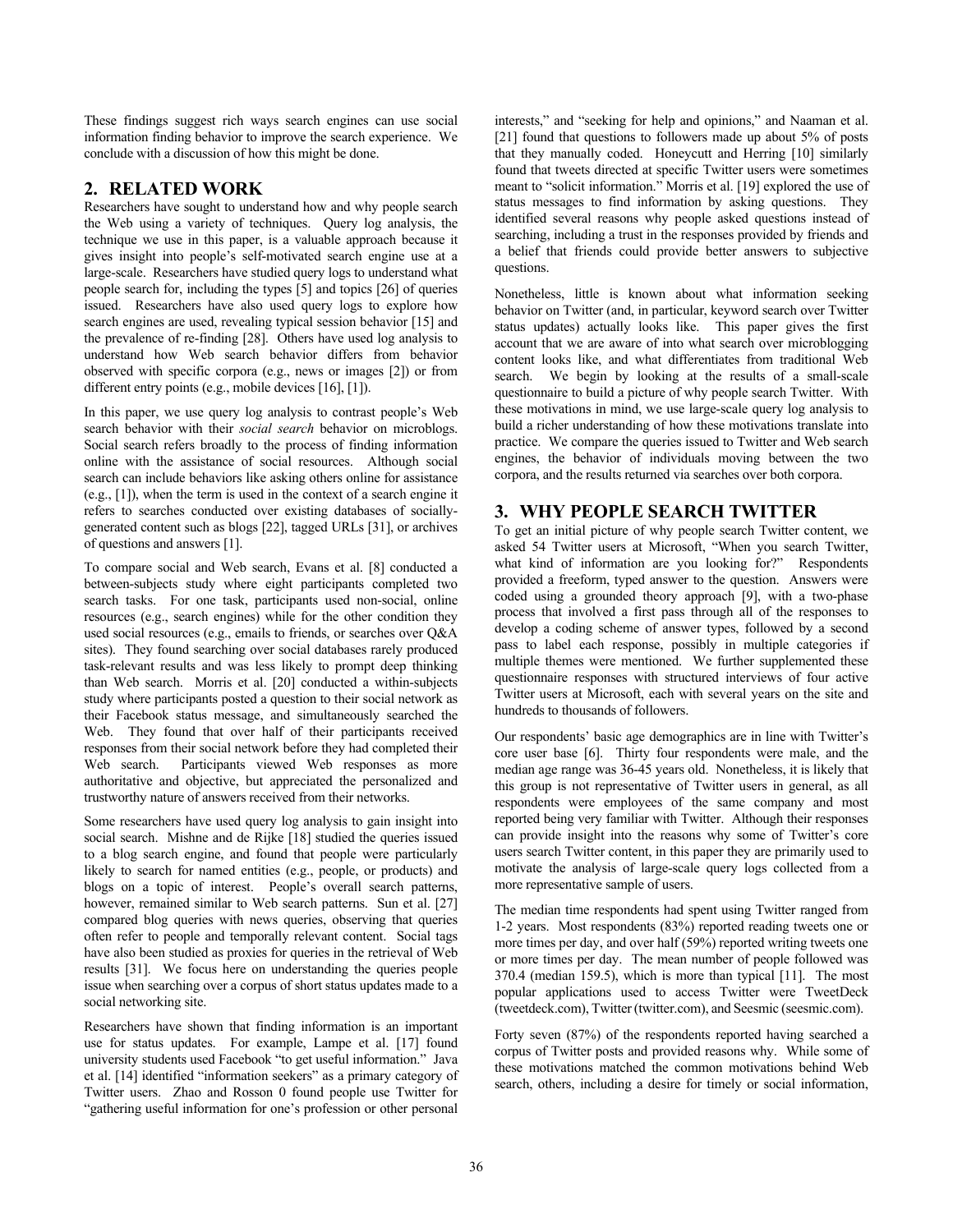These findings suggest rich ways search engines can use social information finding behavior to improve the search experience. We conclude with a discussion of how this might be done.

## 2. RELATED WORK

Researchers have sought to understand how and why people search the Web using a variety of techniques. Query log analysis, the technique we use in this paper, is a valuable approach because it gives insight into people's self-motivated search engine use at a large-scale. Researchers have studied query logs to understand what people search for, including the types [5] and topics [26] of queries issued. Researchers have also used query logs to explore how search engines are used, revealing typical session behavior [15] and the prevalence of re-finding [28]. Others have used log analysis to understand how Web search behavior differs from behavior observed with specific corpora (e.g., news or images [2]) or from different entry points (e.g., mobile devices [16], [1]).

In this paper, we use query log analysis to contrast people's Web search behavior with their *social search* behavior on microblogs. Social search refers broadly to the process of finding information online with the assistance of social resources. Although social search can include behaviors like asking others online for assistance (e.g., [1]), when the term is used in the context of a search engine it refers to searches conducted over existing databases of socially-generated content such as blogs [22], tagged URLs [31], or archives of questions and answers [1].

To compare social and Web search, Evans et al. [8] conducted a between-subjects study where eight participants completed two search tasks. For one task, participants used non-social, online resources (e.g., search engines) while for the other condition they used social resources (e.g., emails to friends, or searches over Q&A sites). They found searching over social databases rarely produced task-relevant results and was less likely to prompt deep thinking than Web search. Morris et al. [20] conducted a within-subjects study where participants posted a question to their social network as their Facebook status message, and simultaneously searched the Web. They found that over half of their participants received responses from their social network before they had completed their Web search. Participants viewed Web responses as more authoritative and objective, but appreciated the personalized and trustworthy nature of answers received from their networks.

Some researchers have used query log analysis to gain insight into social search. Mishne and de Rijke [18] studied the queries issued to a blog search engine, and found that people were particularly likely to search for named entities (e.g., people, or products) and blogs on a topic of interest. People's overall search patterns, however, remained similar to Web search patterns. Sun et al. [27] compared blog queries with news queries, observing that queries often refer to people and temporally relevant content. Social tags have also been studied as proxies for queries in the retrieval of Web results [31]. We focus here on understanding the queries people issue when searching over a corpus of short status updates made to a social networking site.

Researchers have shown that finding information is an important use for status updates. For example, Lampe et al. [17] found university students used Facebook "to get useful information." Java et al. [14] identified "information seekers" as a primary category of Twitter users. Zhao and Rosson 0 found people use Twitter for "gathering useful information for one's profession or other personal interests," and "seeking for help and opinions," and Naaman et al. [21] found that questions to followers made up about 5% of posts that they manually coded. Honeycutt and Herring [10] similarly found that tweets directed at specific Twitter users were sometimes meant to "solicit information." Morris et al. [19] explored the use of status messages to find information by asking questions. They identified several reasons why people asked questions instead of searching, including a trust in the responses provided by friends and a belief that friends could provide better answers to subjective questions.

Nonetheless, little is known about what information seeking behavior on Twitter (and, in particular, keyword search over Twitter status updates) actually looks like. This paper gives the first account that we are aware of into what search over microblogging content looks like, and what differentiates from traditional Web search. We begin by looking at the results of a small-scale questionnaire to build a picture of why people search Twitter. With these motivations in mind, we use large-scale query log analysis to build a richer understanding of how these motivations translate into practice. We compare the queries issued to Twitter and Web search engines, the behavior of individuals moving between the two corpora, and the results returned via searches over both corpora.

## 3. WHY PEOPLE SEARCH TWITTER

To get an initial picture of why people search Twitter content, we asked 54 Twitter users at Microsoft, "When you search Twitter, what kind of information are you looking for?" Respondents provided a freeform, typed answer to the question. Answers were coded using a grounded theory approach [9], with a two-phase process that involved a first pass through all of the responses to develop a coding scheme of answer types, followed by a second pass to label each response, possibly in multiple categories if multiple themes were mentioned. We further supplemented these questionnaire responses with structured interviews of four active Twitter users at Microsoft, each with several years on the site and hundreds to thousands of followers.

Our respondents' basic age demographics are in line with Twitter's core user base [6]. Thirty four respondents were male, and the median age range was 36-45 years old. Nonetheless, it is likely that this group is not representative of Twitter users in general, as all respondents were employees of the same company and most reported being very familiar with Twitter. Although their responses can provide insight into the reasons why some of Twitter's core users search Twitter content, in this paper they are primarily used to motivate the analysis of large-scale query logs collected from a more representative sample of users.

The median time respondents had spent using Twitter ranged from 1-2 years. Most respondents (83%) reported reading tweets one or more times per day, and over half (59%) reported writing tweets one or more times per day. The mean number of people followed was 370.4 (median 159.5), which is more than typical [11]. The most popular applications used to access Twitter were TweetDeck (tweetdeck.com), Twitter (twitter.com), and Seesmic (seesmic.com).

Forty seven (87%) of the respondents reported having searched a corpus of Twitter posts and provided reasons why. While some of these motivations matched the common motivations behind Web search, others, including a desire for timely or social information,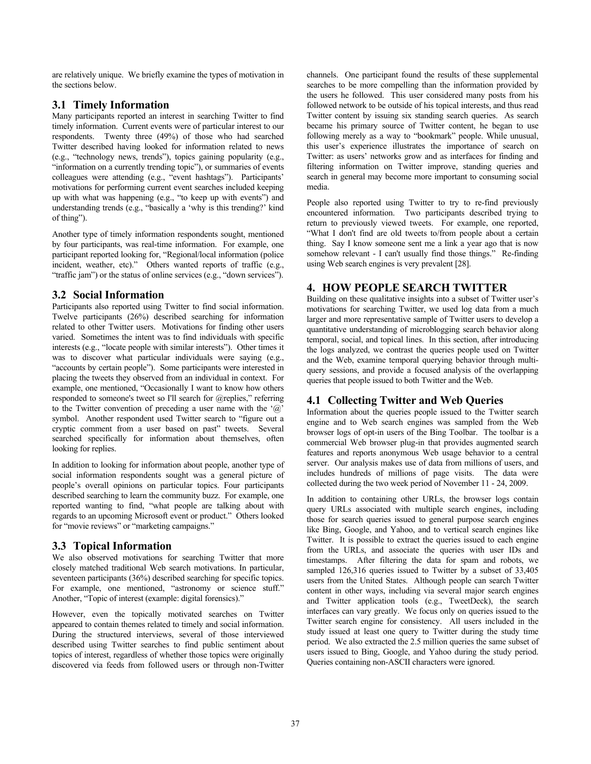are relatively unique. We briefly examine the types of motivation in the sections below.

### 3.1 Timely Information

Many participants reported an interest in searching Twitter to find timely information. Current events were of particular interest to our respondents. Twenty three (49%) of those who had searched Twitter described having looked for information related to news (e.g., "technology news, trends"), topics gaining popularity (e.g., "information on a currently trending topic"), or summaries of events colleagues were attending (e.g., "event hashtags"). Participants' motivations for performing current event searches included keeping up with what was happening (e.g., "to keep up with events") and understanding trends (e.g., "basically a 'why is this trending?' kind of thing").

Another type of timely information respondents sought, mentioned by four participants, was real-time information. For example, one participant reported looking for, "Regional/local information (police incident, weather, etc)." Others wanted reports of traffic (e.g., "traffic jam") or the status of online services (e.g., "down services").

### 3.2 Social Information

Participants also reported using Twitter to find social information. Twelve participants (26%) described searching for information related to other Twitter users. Motivations for finding other users varied. Sometimes the intent was to find individuals with specific interests (e.g., "locate people with similar interests"). Other times it was to discover what particular individuals were saying (e.g., "accounts by certain people"). Some participants were interested in placing the tweets they observed from an individual in context. For example, one mentioned, "Occasionally I want to know how others responded to someone's tweet so I'll search for @replies," referring to the Twitter convention of preceding a user name with the '@' symbol. Another respondent used Twitter search to "figure out a cryptic comment from a user based on past" tweets. Several searched specifically for information about themselves, often looking for replies.

In addition to looking for information about people, another type of social information respondents sought was a general picture of people's overall opinions on particular topics. Four participants described searching to learn the community buzz. For example, one reported wanting to find, "what people are talking about with regards to an upcoming Microsoft event or product." Others looked for "movie reviews" or "marketing campaigns."

### 3.3 Topical Information

We also observed motivations for searching Twitter that more closely matched traditional Web search motivations. In particular, seventeen participants (36%) described searching for specific topics. For example, one mentioned, "astronomy or science stuff." Another, "Topic of interest (example: digital forensics)."

However, even the topically motivated searches on Twitter appeared to contain themes related to timely and social information. During the structured interviews, several of those interviewed described using Twitter searches to find public sentiment about topics of interest, regardless of whether those topics were originally discovered via feeds from followed users or through non-Twitter channels. One participant found the results of these supplemental searches to be more compelling than the information provided by the users he followed. This user considered many posts from his followed network to be outside of his topical interests, and thus read Twitter content by issuing six standing search queries. As search became his primary source of Twitter content, he began to use following merely as a way to "bookmark" people. While unusual, this user's experience illustrates the importance of search on Twitter: as users' networks grow and as interfaces for finding and filtering information on Twitter improve, standing queries and search in general may become more important to consuming social media.

People also reported using Twitter to try to re-find previously encountered information. Two participants described trying to return to previously viewed tweets. For example, one reported, "What I don't find are old tweets to/from people about a certain thing. Say I know someone sent me a link a year ago that is now somehow relevant - I can't usually find those things." Re-finding using Web search engines is very prevalent [28].

## 4. HOW PEOPLE SEARCH TWITTER

Building on these qualitative insights into a subset of Twitter user's motivations for searching Twitter, we used log data from a much larger and more representative sample of Twitter users to develop a quantitative understanding of microblogging search behavior along temporal, social, and topical lines. In this section, after introducing the logs analyzed, we contrast the queries people used on Twitter and the Web, examine temporal querying behavior through multi-query sessions, and provide a focused analysis of the overlapping queries that people issued to both Twitter and the Web.

### 4.1 Collecting Twitter and Web Queries

Information about the queries people issued to the Twitter search engine and to Web search engines was sampled from the Web browser logs of opt-in users of the Bing Toolbar. The toolbar is a commercial Web browser plug-in that provides augmented search features and reports anonymous Web usage behavior to a central server. Our analysis makes use of data from millions of users, and includes hundreds of millions of page visits. The data were collected during the two week period of November 11 - 24, 2009.

In addition to containing other URLs, the browser logs contain query URLs associated with multiple search engines, including those for search queries issued to general purpose search engines like Bing, Google, and Yahoo, and to vertical search engines like Twitter. It is possible to extract the queries issued to each engine from the URLs, and associate the queries with user IDs and timestamps. After filtering the data for spam and robots, we sampled 126,316 queries issued to Twitter by a subset of 33,405 users from the United States. Although people can search Twitter content in other ways, including via several major search engines and Twitter application tools (e.g., TweetDeck), the search interfaces can vary greatly. We focus only on queries issued to the Twitter search engine for consistency. All users included in the study issued at least one query to Twitter during the study time period. We also extracted the 2.5 million queries the same subset of users issued to Bing, Google, and Yahoo during the study period. Queries containing non-ASCII characters were ignored.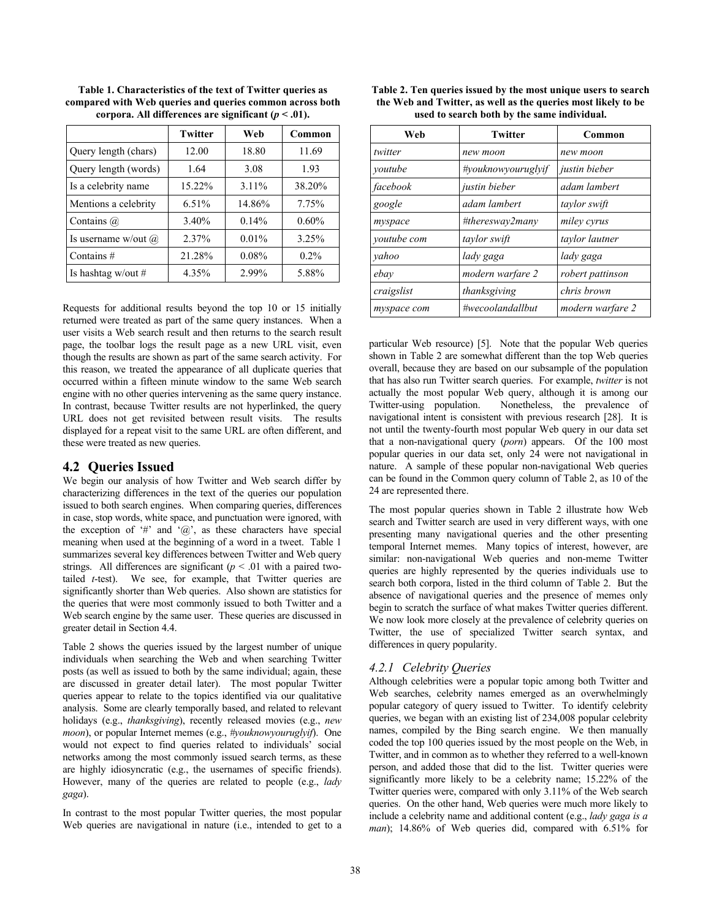**Table 1. Characteristics of the text of Twitter queries as compared with Web queries and queries common across both corpora. All differences are significant ($p < .01$).**

| | Twitter | Web | Common |
|---|---|---|---|
| Query length (chars) | 12.00 | 18.80 | 11.69 |
| Query length (words) | 1.64 | 3.08 | 1.93 |
| Is a celebrity name | 15.22% | 3.11% | 38.20% |
| Mentions a celebrity | 6.51% | 14.86% | 7.75% |
| Contains @ | 3.40% | 0.14% | 0.60% |
| Is username w/out @ | 2.37% | 0.01% | 3.25% |
| Contains # | 21.28% | 0.08% | 0.2% |
| Is hashtag w/out # | 4.35% | 2.99% | 5.88% |

Requests for additional results beyond the top 10 or 15 initially returned were treated as part of the same query instances. When a user visits a Web search result and then returns to the search result page, the toolbar logs the result page as a new URL visit, even though the results are shown as part of the same search activity. For this reason, we treated the appearance of all duplicate queries that occurred within a fifteen minute window to the same Web search engine with no other queries intervening as the same query instance. In contrast, because Twitter results are not hyperlinked, the query URL does not get revisited between result visits. The results displayed for a repeat visit to the same URL are often different, and these were treated as new queries.

## 4.2 Queries Issued

We begin our analysis of how Twitter and Web search differ by characterizing differences in the text of the queries our population issued to both search engines. When comparing queries, differences in case, stop words, white space, and punctuation were ignored, with the exception of '#' and '@', as these characters have special meaning when used at the beginning of a word in a tweet. Table 1 summarizes several key differences between Twitter and Web query strings. All differences are significant ($p < .01$ with a paired two-tailed $t$-test). We see, for example, that Twitter queries are significantly shorter than Web queries. Also shown are statistics for the queries that were most commonly issued to both Twitter and a Web search engine by the same user. These queries are discussed in greater detail in Section 4.4.

Table 2 shows the queries issued by the largest number of unique individuals when searching the Web and when searching Twitter posts (as well as issued to both by the same individual; again, these are discussed in greater detail later). The most popular Twitter queries appear to relate to the topics identified via our qualitative analysis. Some are clearly temporally based, and related to relevant holidays (e.g., *thanksgiving*), recently released movies (e.g., *new moon*), or popular Internet memes (e.g., *#youknowyouruglyif*). One would not expect to find queries related to individuals' social networks among the most commonly issued search terms, as these are highly idiosyncratic (e.g., the usernames of specific friends). However, many of the queries are related to people (e.g., *lady gaga*).

In contrast to the most popular Twitter queries, the most popular Web queries are navigational in nature (i.e., intended to get to a particular Web resource) [5]. Note that the popular Web queries shown in Table 2 are somewhat different than the top Web queries overall, because they are based on our subsample of the population that has also run Twitter search queries. For example, *twitter* is not actually the most popular Web query, although it is among our Twitter-using population. Nonetheless, the prevalence of navigational intent is consistent with previous research [28]. It is not until the twenty-fourth most popular Web query in our data set that a non-navigational query (*porn*) appears. Of the 100 most popular queries in our data set, only 24 were not navigational in nature. A sample of these popular non-navigational Web queries can be found in the Common query column of Table 2, as 10 of the 24 are represented there.

**Table 2. Ten queries issued by the most unique users to search the Web and Twitter, as well as the queries most likely to be used to search both by the same individual.**

| Web | Twitter | Common |
|---|---|---|
| *twitter* | *new moon* | *new moon* |
| *youtube* | *#youknowyouruglyif* | *justin bieber* |
| *facebook* | *justin bieber* | *adam lambert* |
| *google* | *adam lambert* | *taylor swift* |
| *myspace* | *#theresway2many* | *miley cyrus* |
| *youtube com* | *taylor swift* | *taylor lautner* |
| *yahoo* | *lady gaga* | *lady gaga* |
| *ebay* | *modern warfare 2* | *robert pattinson* |
| *craigslist* | *thanksgiving* | *chris brown* |
| *myspace com* | *#wecoolandallbut* | *modern warfare 2* |

The most popular queries shown in Table 2 illustrate how Web search and Twitter search are used in very different ways, with one presenting many navigational queries and the other presenting temporal Internet memes. Many topics of interest, however, are similar: non-navigational Web queries and non-meme Twitter queries are highly represented by the queries individuals use to search both corpora, listed in the third column of Table 2. But the absence of navigational queries and the presence of memes only begin to scratch the surface of what makes Twitter queries different. We now look more closely at the prevalence of celebrity queries on Twitter, the use of specialized Twitter search syntax, and differences in query popularity.

### *4.2.1 Celebrity Queries*

Although celebrities were a popular topic among both Twitter and Web searches, celebrity names emerged as an overwhelmingly popular category of query issued to Twitter. To identify celebrity queries, we began with an existing list of 234,008 popular celebrity names, compiled by the Bing search engine. We then manually coded the top 100 queries issued by the most people on the Web, in Twitter, and in common as to whether they referred to a well-known person, and added those that did to the list. Twitter queries were significantly more likely to be a celebrity name; 15.22% of the Twitter queries were, compared with only 3.11% of the Web search queries. On the other hand, Web queries were much more likely to include a celebrity name and additional content (e.g., *lady gaga is a man*); 14.86% of Web queries did, compared with 6.51% for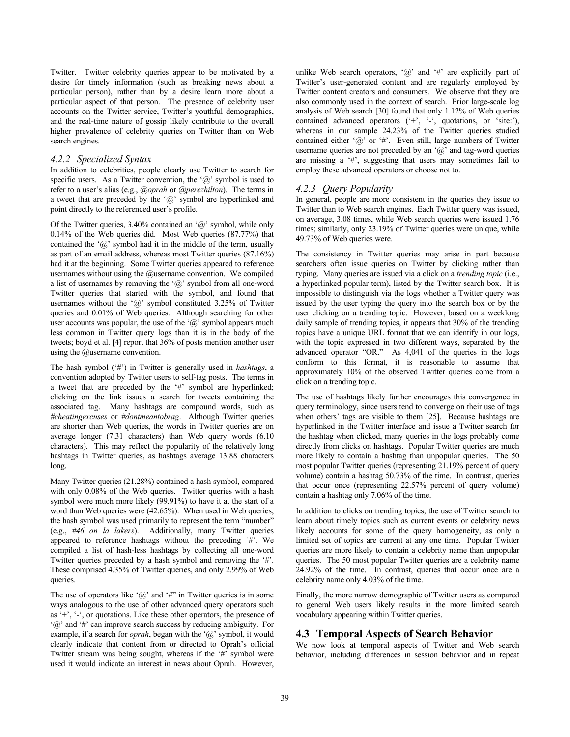Twitter. Twitter celebrity queries appear to be motivated by a desire for timely information (such as breaking news about a particular person), rather than by a desire learn more about a particular aspect of that person. The presence of celebrity user accounts on the Twitter service, Twitter's youthful demographics, and the real-time nature of gossip likely contribute to the overall higher prevalence of celebrity queries on Twitter than on Web search engines.

### 4.2.2 Specialized Syntax

In addition to celebrities, people clearly use Twitter to search for specific users. As a Twitter convention, the '@' symbol is used to refer to a user's alias (e.g., *@oprah* or *@perezhilton*). The terms in a tweet that are preceded by the '@' symbol are hyperlinked and point directly to the referenced user's profile.

Of the Twitter queries, 3.40% contained an '@' symbol, while only 0.14% of the Web queries did. Most Web queries (87.77%) that contained the '@' symbol had it in the middle of the term, usually as part of an email address, whereas most Twitter queries (87.16%) had it at the beginning. Some Twitter queries appeared to reference usernames without using the @username convention. We compiled a list of usernames by removing the '@' symbol from all one-word Twitter queries that started with the symbol, and found that usernames without the '@' symbol constituted 3.25% of Twitter queries and 0.01% of Web queries. Although searching for other user accounts was popular, the use of the '@' symbol appears much less common in Twitter query logs than it is in the body of the tweets; boyd et al. [4] report that 36% of posts mention another user using the @username convention.

The hash symbol ('#') in Twitter is generally used in *hashtags*, a convention adopted by Twitter users to self-tag posts. The terms in a tweet that are preceded by the '#' symbol are hyperlinked; clicking on the link issues a search for tweets containing the associated tag. Many hashtags are compound words, such as *#cheatingexcuses* or *#dontmeantobrag*. Although Twitter queries are shorter than Web queries, the words in Twitter queries are on average longer (7.31 characters) than Web query words (6.10 characters). This may reflect the popularity of the relatively long hashtags in Twitter queries, as hashtags average 13.88 characters long.

Many Twitter queries (21.28%) contained a hash symbol, compared with only 0.08% of the Web queries. Twitter queries with a hash symbol were much more likely (99.91%) to have it at the start of a word than Web queries were (42.65%). When used in Web queries, the hash symbol was used primarily to represent the term "number" (e.g., *#46 on la lakers*). Additionally, many Twitter queries appeared to reference hashtags without the preceding '#'. We compiled a list of hash-less hashtags by collecting all one-word Twitter queries preceded by a hash symbol and removing the '#'. These comprised 4.35% of Twitter queries, and only 2.99% of Web queries.

The use of operators like '@' and '#" in Twitter queries is in some ways analogous to the use of other advanced query operators such as '+', '-', or quotations. Like these other operators, the presence of '@' and '#' can improve search success by reducing ambiguity. For example, if a search for *oprah*, began with the '@' symbol, it would clearly indicate that content from or directed to Oprah's official Twitter stream was being sought, whereas if the '#' symbol were used it would indicate an interest in news about Oprah. However, unlike Web search operators, '@' and '#' are explicitly part of Twitter's user-generated content and are regularly employed by Twitter content creators and consumers. We observe that they are also commonly used in the context of search. Prior large-scale log analysis of Web search [30] found that only 1.12% of Web queries contained advanced operators ('+', '-', quotations, or 'site:'), whereas in our sample 24.23% of the Twitter queries studied contained either '@' or '#'. Even still, large numbers of Twitter username queries are not preceded by an '@' and tag-word queries are missing a '#', suggesting that users may sometimes fail to employ these advanced operators or choose not to.

### 4.2.3 Query Popularity

In general, people are more consistent in the queries they issue to Twitter than to Web search engines. Each Twitter query was issued, on average, 3.08 times, while Web search queries were issued 1.76 times; similarly, only 23.19% of Twitter queries were unique, while 49.73% of Web queries were.

The consistency in Twitter queries may arise in part because searchers often issue queries on Twitter by clicking rather than typing. Many queries are issued via a click on a *trending topic* (i.e., a hyperlinked popular term), listed by the Twitter search box. It is impossible to distinguish via the logs whether a Twitter query was issued by the user typing the query into the search box or by the user clicking on a trending topic. However, based on a weeklong daily sample of trending topics, it appears that 30% of the trending topics have a unique URL format that we can identify in our logs, with the topic expressed in two different ways, separated by the advanced operator "OR." As 4,041 of the queries in the logs conform to this format, it is reasonable to assume that approximately 10% of the observed Twitter queries come from a click on a trending topic.

The use of hashtags likely further encourages this convergence in query terminology, since users tend to converge on their use of tags when others' tags are visible to them [25]. Because hashtags are hyperlinked in the Twitter interface and issue a Twitter search for the hashtag when clicked, many queries in the logs probably come directly from clicks on hashtags. Popular Twitter queries are much more likely to contain a hashtag than unpopular queries. The 50 most popular Twitter queries (representing 21.19% percent of query volume) contain a hashtag 50.73% of the time. In contrast, queries that occur once (representing 22.57% percent of query volume) contain a hashtag only 7.06% of the time.

In addition to clicks on trending topics, the use of Twitter search to learn about timely topics such as current events or celebrity news likely accounts for some of the query homogeneity, as only a limited set of topics are current at any one time. Popular Twitter queries are more likely to contain a celebrity name than unpopular queries. The 50 most popular Twitter queries are a celebrity name 24.92% of the time. In contrast, queries that occur once are a celebrity name only 4.03% of the time.

Finally, the more narrow demographic of Twitter users as compared to general Web users likely results in the more limited search vocabulary appearing within Twitter queries.

## 4.3 Temporal Aspects of Search Behavior

We now look at temporal aspects of Twitter and Web search behavior, including differences in session behavior and in repeat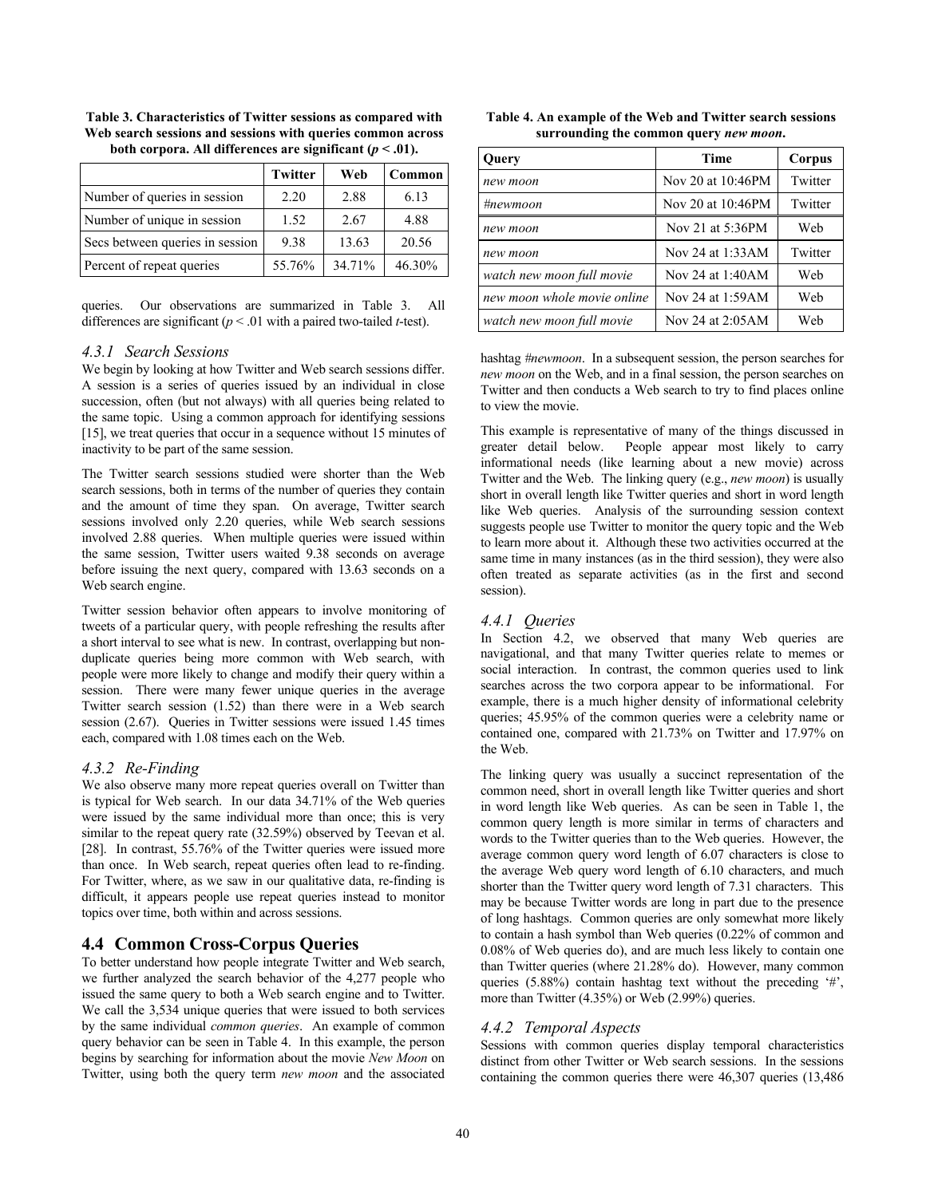Table 3. Characteristics of Twitter sessions as compared with Web search sessions and sessions with queries common across both corpora. All differences are significant ($p < .01$).

| | Twitter | Web | Common |
|---|---|---|---|
| Number of queries in session | 2.20 | 2.88 | 6.13 |
| Number of unique in session | 1.52 | 2.67 | 4.88 |
| Secs between queries in session | 9.38 | 13.63 | 20.56 |
| Percent of repeat queries | 55.76% | 34.71% | 46.30% |

queries. Our observations are summarized in Table 3. All differences are significant ($p < .01$ with a paired two-tailed *t*-test).

### 4.3.1 Search Sessions

We begin by looking at how Twitter and Web search sessions differ. A session is a series of queries issued by an individual in close succession, often (but not always) with all queries being related to the same topic. Using a common approach for identifying sessions [15], we treat queries that occur in a sequence without 15 minutes of inactivity to be part of the same session.

The Twitter search sessions studied were shorter than the Web search sessions, both in terms of the number of queries they contain and the amount of time they span. On average, Twitter search sessions involved only 2.20 queries, while Web search sessions involved 2.88 queries. When multiple queries were issued within the same session, Twitter users waited 9.38 seconds on average before issuing the next query, compared with 13.63 seconds on a Web search engine.

Twitter session behavior often appears to involve monitoring of tweets of a particular query, with people refreshing the results after a short interval to see what is new. In contrast, overlapping but non-duplicate queries being more common with Web search, with people were more likely to change and modify their query within a session. There were many fewer unique queries in the average Twitter search session (1.52) than there were in a Web search session (2.67). Queries in Twitter sessions were issued 1.45 times each, compared with 1.08 times each on the Web.

### 4.3.2 Re-Finding

We also observe many more repeat queries overall on Twitter than is typical for Web search. In our data 34.71% of the Web queries were issued by the same individual more than once; this is very similar to the repeat query rate (32.59%) observed by Teevan et al. [28]. In contrast, 55.76% of the Twitter queries were issued more than once. In Web search, repeat queries often lead to re-finding. For Twitter, where, as we saw in our qualitative data, re-finding is difficult, it appears people use repeat queries instead to monitor topics over time, both within and across sessions.

## 4.4 Common Cross-Corpus Queries

To better understand how people integrate Twitter and Web search, we further analyzed the search behavior of the 4,277 people who issued the same query to both a Web search engine and to Twitter. We call the 3,534 unique queries that were issued to both services by the same individual *common queries*. An example of common query behavior can be seen in Table 4. In this example, the person begins by searching for information about the movie *New Moon* on Twitter, using both the query term *new moon* and the associated hashtag *#newmoon*. In a subsequent session, the person searches for *new moon* on the Web, and in a final session, the person searches on Twitter and then conducts a Web search to try to find places online to view the movie.

Table 4. An example of the Web and Twitter search sessions surrounding the common query *new moon*.

| Query | Time | Corpus |
|---|---|---|
| *new moon* | Nov 20 at 10:46PM | Twitter |
| *#newmoon* | Nov 20 at 10:46PM | Twitter |
| *new moon* | Nov 21 at 5:36PM | Web |
| *new moon* | Nov 24 at 1:33AM | Twitter |
| *watch new moon full movie* | Nov 24 at 1:40AM | Web |
| *new moon whole movie online* | Nov 24 at 1:59AM | Web |
| *watch new moon full movie* | Nov 24 at 2:05AM | Web |

This example is representative of many of the things discussed in greater detail below. People appear most likely to carry informational needs (like learning about a new movie) across Twitter and the Web. The linking query (e.g., *new moon*) is usually short in overall length like Twitter queries and short in word length like Web queries. Analysis of the surrounding session context suggests people use Twitter to monitor the query topic and the Web to learn more about it. Although these two activities occurred at the same time in many instances (as in the third session), they were also often treated as separate activities (as in the first and second session).

### 4.4.1 Queries

In Section 4.2, we observed that many Web queries are navigational, and that many Twitter queries relate to memes or social interaction. In contrast, the common queries used to link searches across the two corpora appear to be informational. For example, there is a much higher density of informational celebrity queries; 45.95% of the common queries were a celebrity name or contained one, compared with 21.73% on Twitter and 17.97% on the Web.

The linking query was usually a succinct representation of the common need, short in overall length like Twitter queries and short in word length like Web queries. As can be seen in Table 1, the common query length is more similar in terms of characters and words to the Twitter queries than to the Web queries. However, the average common query word length of 6.07 characters is close to the average Web query word length of 6.10 characters, and much shorter than the Twitter query word length of 7.31 characters. This may be because Twitter words are long in part due to the presence of long hashtags. Common queries are only somewhat more likely to contain a hash symbol than Web queries (0.22% of common and 0.08% of Web queries do), and are much less likely to contain one than Twitter queries (where 21.28% do). However, many common queries (5.88%) contain hashtag text without the preceding '#', more than Twitter (4.35%) or Web (2.99%) queries.

### 4.4.2 Temporal Aspects

Sessions with common queries display temporal characteristics distinct from other Twitter or Web search sessions. In the sessions containing the common queries there were 46,307 queries (13,486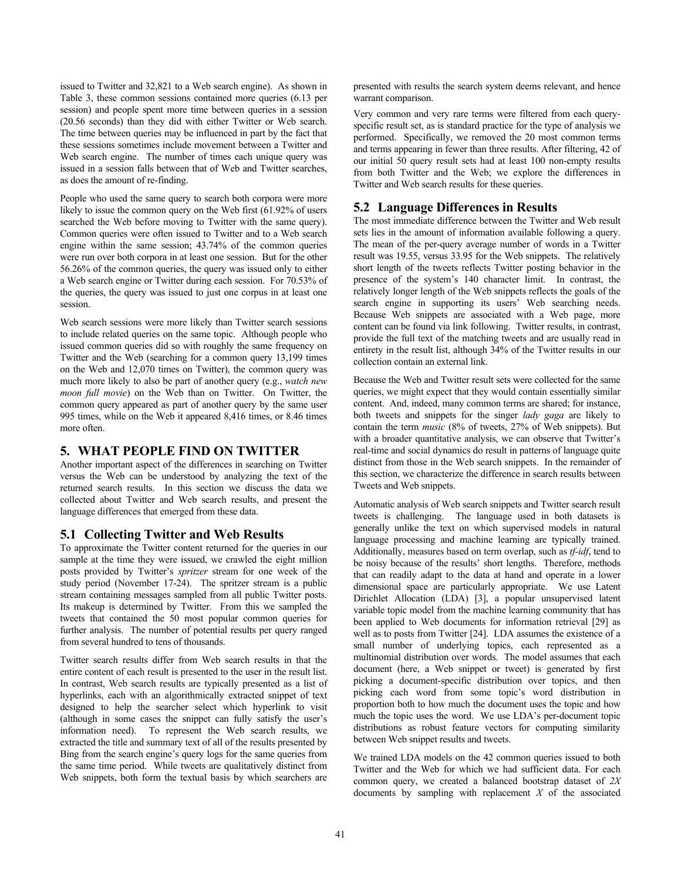issued to Twitter and 32,821 to a Web search engine). As shown in Table 3, these common sessions contained more queries (6.13 per session) and people spent more time between queries in a session (20.56 seconds) than they did with either Twitter or Web search. The time between queries may be influenced in part by the fact that these sessions sometimes include movement between a Twitter and Web search engine. The number of times each unique query was issued in a session falls between that of Web and Twitter searches, as does the amount of re-finding.

People who used the same query to search both corpora were more likely to issue the common query on the Web first (61.92% of users searched the Web before moving to Twitter with the same query). Common queries were often issued to Twitter and to a Web search engine within the same session; 43.74% of the common queries were run over both corpora in at least one session. But for the other 56.26% of the common queries, the query was issued only to either a Web search engine or Twitter during each session. For 70.53% of the queries, the query was issued to just one corpus in at least one session.

Web search sessions were more likely than Twitter search sessions to include related queries on the same topic. Although people who issued common queries did so with roughly the same frequency on Twitter and the Web (searching for a common query 13,199 times on the Web and 12,070 times on Twitter), the common query was much more likely to also be part of another query (e.g., *watch new moon full movie*) on the Web than on Twitter. On Twitter, the common query appeared as part of another query by the same user 995 times, while on the Web it appeared 8,416 times, or 8.46 times more often.

## 5. WHAT PEOPLE FIND ON TWITTER

Another important aspect of the differences in searching on Twitter versus the Web can be understood by analyzing the text of the returned search results. In this section we discuss the data we collected about Twitter and Web search results, and present the language differences that emerged from these data.

### 5.1 Collecting Twitter and Web Results

To approximate the Twitter content returned for the queries in our sample at the time they were issued, we crawled the eight million posts provided by Twitter's *spritzer* stream for one week of the study period (November 17-24). The spritzer stream is a public stream containing messages sampled from all public Twitter posts. Its makeup is determined by Twitter. From this we sampled the tweets that contained the 50 most popular common queries for further analysis. The number of potential results per query ranged from several hundred to tens of thousands.

Twitter search results differ from Web search results in that the entire content of each result is presented to the user in the result list. In contrast, Web search results are typically presented as a list of hyperlinks, each with an algorithmically extracted snippet of text designed to help the searcher select which hyperlink to visit (although in some cases the snippet can fully satisfy the user's information need). To represent the Web search results, we extracted the title and summary text of all of the results presented by Bing from the search engine's query logs for the same queries from the same time period. While tweets are qualitatively distinct from Web snippets, both form the textual basis by which searchers are presented with results the search system deems relevant, and hence warrant comparison.

Very common and very rare terms were filtered from each query-specific result set, as is standard practice for the type of analysis we performed. Specifically, we removed the 20 most common terms and terms appearing in fewer than three results. After filtering, 42 of our initial 50 query result sets had at least 100 non-empty results from both Twitter and the Web; we explore the differences in Twitter and Web search results for these queries.

### 5.2 Language Differences in Results

The most immediate difference between the Twitter and Web result sets lies in the amount of information available following a query. The mean of the per-query average number of words in a Twitter result was 19.55, versus 33.95 for the Web snippets. The relatively short length of the tweets reflects Twitter posting behavior in the presence of the system's 140 character limit. In contrast, the relatively longer length of the Web snippets reflects the goals of the search engine in supporting its users' Web searching needs. Because Web snippets are associated with a Web page, more content can be found via link following. Twitter results, in contrast, provide the full text of the matching tweets and are usually read in entirety in the result list, although 34% of the Twitter results in our collection contain an external link.

Because the Web and Twitter result sets were collected for the same queries, we might expect that they would contain essentially similar content. And, indeed, many common terms are shared; for instance, both tweets and snippets for the singer *lady gaga* are likely to contain the term *music* (8% of tweets, 27% of Web snippets). But with a broader quantitative analysis, we can observe that Twitter's real-time and social dynamics do result in patterns of language quite distinct from those in the Web search snippets. In the remainder of this section, we characterize the difference in search results between Tweets and Web snippets.

Automatic analysis of Web search snippets and Twitter search result tweets is challenging. The language used in both datasets is generally unlike the text on which supervised models in natural language processing and machine learning are typically trained. Additionally, measures based on term overlap, such as *tf-idf*, tend to be noisy because of the results' short lengths. Therefore, methods that can readily adapt to the data at hand and operate in a lower dimensional space are particularly appropriate. We use Latent Dirichlet Allocation (LDA) [3], a popular unsupervised latent variable topic model from the machine learning community that has been applied to Web documents for information retrieval [29] as well as to posts from Twitter [24]. LDA assumes the existence of a small number of underlying topics, each represented as a multinomial distribution over words. The model assumes that each document (here, a Web snippet or tweet) is generated by first picking a document-specific distribution over topics, and then picking each word from some topic's word distribution in proportion both to how much the document uses the topic and how much the topic uses the word. We use LDA's per-document topic distributions as robust feature vectors for computing similarity between Web snippet results and tweets.

We trained LDA models on the 42 common queries issued to both Twitter and the Web for which we had sufficient data. For each common query, we created a balanced bootstrap dataset of $2X$ documents by sampling with replacement $X$ of the associated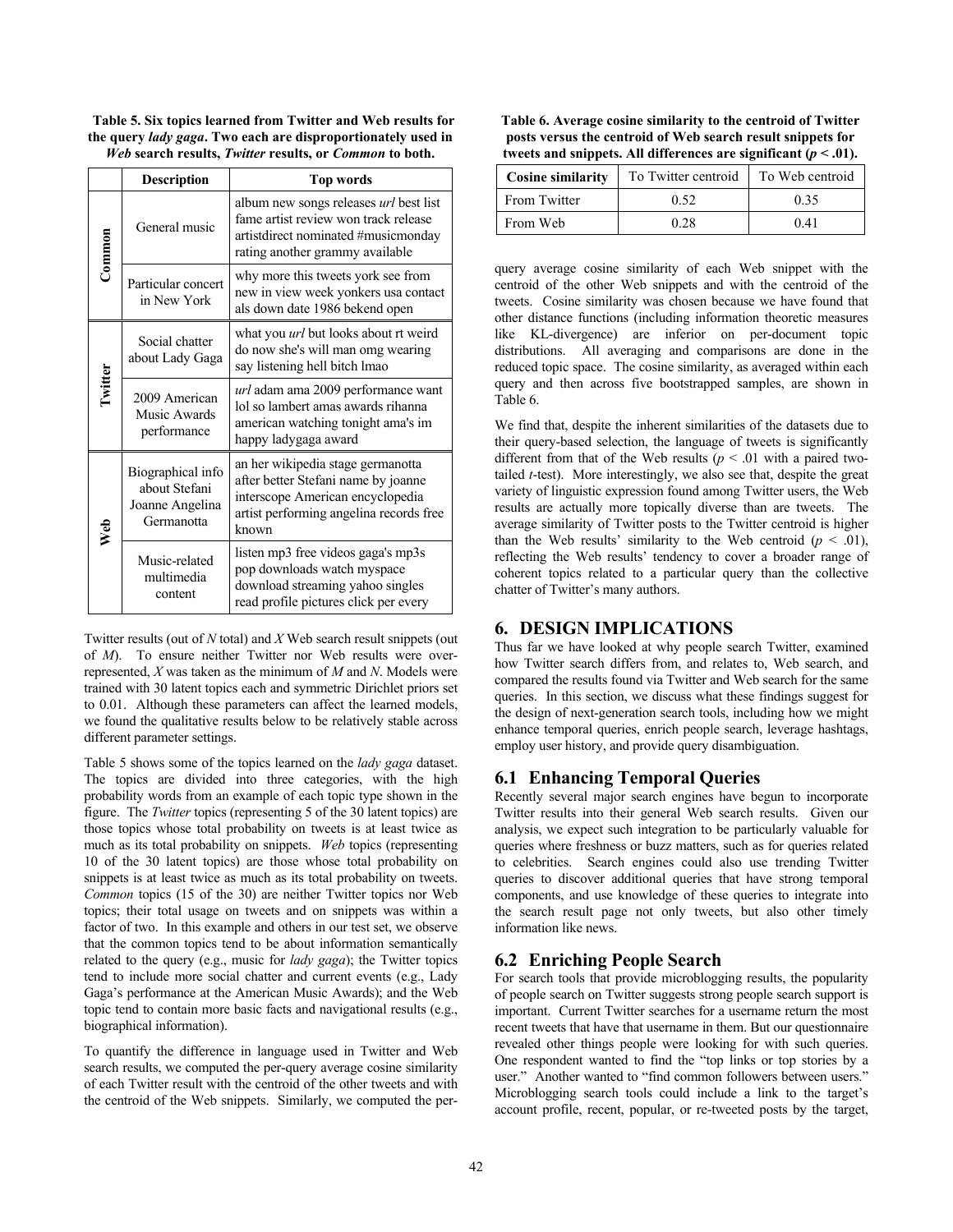**Table 5. Six topics learned from Twitter and Web results for the query *lady gaga*. Two each are disproportionately used in *Web* search results, *Twitter* results, or *Common* to both.**

| | Description | Top words |
|---|---|---|
| Common | General music | album new songs releases *url* best list fame artist review won track release artistdirect nominated #musicmonday rating another grammy available |
| | Particular concert in New York | why more this tweets york see from new in view week yonkers usa contact als down date 1986 bekend open |
| Twitter | Social chatter about Lady Gaga | what you *url* but looks about rt weird do now she's will man omg wearing say listening hell bitch lmao |
| | 2009 American Music Awards performance | *url* adam ama 2009 performance want lol so lambert amas awards rihanna american watching tonight ama's im happy ladygaga award |
| Web | Biographical info about Stefani Joanne Angelina Germanotta | an her wikipedia stage germanotta after better Stefani name by joanne interscope American encyclopedia artist performing angelina records free known |
| | Music-related multimedia content | listen mp3 free videos gaga's mp3s pop downloads watch myspace download streaming yahoo singles read profile pictures click per every |

Twitter results (out of $N$ total) and $X$ Web search result snippets (out of $M$). To ensure neither Twitter nor Web results were over-represented, $X$ was taken as the minimum of $M$ and $N$. Models were trained with 30 latent topics each and symmetric Dirichlet priors set to 0.01. Although these parameters can affect the learned models, we found the qualitative results below to be relatively stable across different parameter settings.

Table 5 shows some of the topics learned on the *lady gaga* dataset. The topics are divided into three categories, with the high probability words from an example of each topic type shown in the figure. The *Twitter* topics (representing 5 of the 30 latent topics) are those topics whose total probability on tweets is at least twice as much as its total probability on snippets. *Web* topics (representing 10 of the 30 latent topics) are those whose total probability on snippets is at least twice as much as its total probability on tweets. *Common* topics (15 of the 30) are neither Twitter topics nor Web topics; their total usage on tweets and on snippets was within a factor of two. In this example and others in our test set, we observe that the common topics tend to be about information semantically related to the query (e.g., music for *lady gaga*); the Twitter topics tend to include more social chatter and current events (e.g., Lady Gaga's performance at the American Music Awards); and the Web topic tend to contain more basic facts and navigational results (e.g., biographical information).

To quantify the difference in language used in Twitter and Web search results, we computed the per-query average cosine similarity of each Twitter result with the centroid of the other tweets and with the centroid of the Web snippets. Similarly, we computed the per-query average cosine similarity of each Web snippet with the centroid of the other Web snippets and with the centroid of the tweets. Cosine similarity was chosen because we have found that other distance functions (including information theoretic measures like KL-divergence) are inferior on per-document topic distributions. All averaging and comparisons are done in the reduced topic space. The cosine similarity, as averaged within each query and then across five bootstrapped samples, are shown in Table 6.

**Table 6. Average cosine similarity to the centroid of Twitter posts versus the centroid of Web search result snippets for tweets and snippets. All differences are significant ($p < .01$).**

| Cosine similarity | To Twitter centroid | To Web centroid |
|---|---|---|
| From Twitter | 0.52 | 0.35 |
| From Web | 0.28 | 0.41 |

We find that, despite the inherent similarities of the datasets due to their query-based selection, the language of tweets is significantly different from that of the Web results ($p < .01$ with a paired two-tailed *t*-test). More interestingly, we also see that, despite the great variety of linguistic expression found among Twitter users, the Web results are actually more topically diverse than are tweets. The average similarity of Twitter posts to the Twitter centroid is higher than the Web results' similarity to the Web centroid ($p < .01$), reflecting the Web results' tendency to cover a broader range of coherent topics related to a particular query than the collective chatter of Twitter's many authors.

# 6. DESIGN IMPLICATIONS

Thus far we have looked at why people search Twitter, examined how Twitter search differs from, and relates to, Web search, and compared the results found via Twitter and Web search for the same queries. In this section, we discuss what these findings suggest for the design of next-generation search tools, including how we might enhance temporal queries, enrich people search, leverage hashtags, employ user history, and provide query disambiguation.

## 6.1 Enhancing Temporal Queries

Recently several major search engines have begun to incorporate Twitter results into their general Web search results. Given our analysis, we expect such integration to be particularly valuable for queries where freshness or buzz matters, such as for queries related to celebrities. Search engines could also use trending Twitter queries to discover additional queries that have strong temporal components, and use knowledge of these queries to integrate into the search result page not only tweets, but also other timely information like news.

## 6.2 Enriching People Search

For search tools that provide microblogging results, the popularity of people search on Twitter suggests strong people search support is important. Current Twitter searches for a username return the most recent tweets that have that username in them. But our questionnaire revealed other things people were looking for with such queries. One respondent wanted to find the "top links or top stories by a user." Another wanted to "find common followers between users." Microblogging search tools could include a link to the target's account profile, recent, popular, or re-tweeted posts by the target,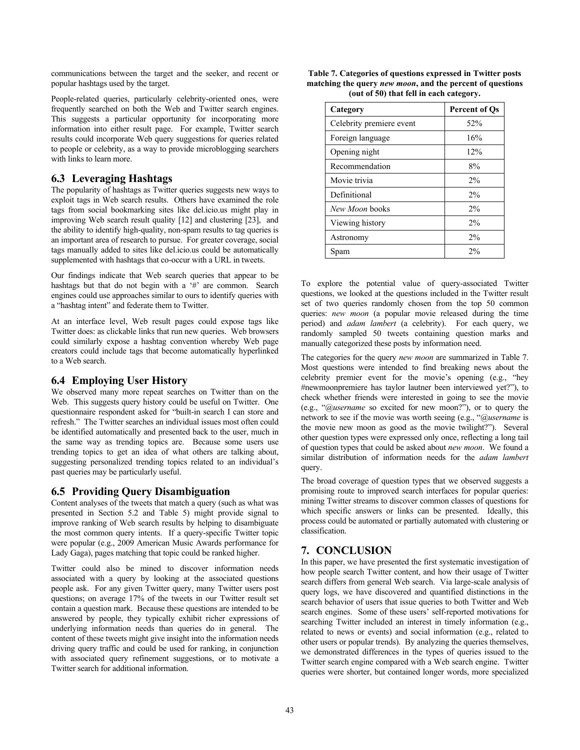communications between the target and the seeker, and recent or popular hashtags used by the target.

People-related queries, particularly celebrity-oriented ones, were frequently searched on both the Web and Twitter search engines. This suggests a particular opportunity for incorporating more information into either result page. For example, Twitter search results could incorporate Web query suggestions for queries related to people or celebrity, as a way to provide microblogging searchers with links to learn more.

## 6.3 Leveraging Hashtags

The popularity of hashtags as Twitter queries suggests new ways to exploit tags in Web search results. Others have examined the role tags from social bookmarking sites like del.icio.us might play in improving Web search result quality [12] and clustering [23], and the ability to identify high-quality, non-spam results to tag queries is an important area of research to pursue. For greater coverage, social tags manually added to sites like del.icio.us could be automatically supplemented with hashtags that co-occur with a URL in tweets.

Our findings indicate that Web search queries that appear to be hashtags but that do not begin with a '#' are common. Search engines could use approaches similar to ours to identify queries with a "hashtag intent" and federate them to Twitter.

At an interface level, Web result pages could expose tags like Twitter does: as clickable links that run new queries. Web browsers could similarly expose a hashtag convention whereby Web page creators could include tags that become automatically hyperlinked to a Web search.

## 6.4 Employing User History

We observed many more repeat searches on Twitter than on the Web. This suggests query history could be useful on Twitter. One questionnaire respondent asked for "built-in search I can store and refresh." The Twitter searches an individual issues most often could be identified automatically and presented back to the user, much in the same way as trending topics are. Because some users use trending topics to get an idea of what others are talking about, suggesting personalized trending topics related to an individual's past queries may be particularly useful.

## 6.5 Providing Query Disambiguation

Content analyses of the tweets that match a query (such as what was presented in Section 5.2 and Table 5) might provide signal to improve ranking of Web search results by helping to disambiguate the most common query intents. If a query-specific Twitter topic were popular (e.g., 2009 American Music Awards performance for Lady Gaga), pages matching that topic could be ranked higher.

Twitter could also be mined to discover information needs associated with a query by looking at the associated questions people ask. For any given Twitter query, many Twitter users post questions; on average 17% of the tweets in our Twitter result set contain a question mark. Because these questions are intended to be answered by people, they typically exhibit richer expressions of underlying information needs than queries do in general. The content of these tweets might give insight into the information needs driving query traffic and could be used for ranking, in conjunction with associated query refinement suggestions, or to motivate a Twitter search for additional information.

**Table 7. Categories of questions expressed in Twitter posts matching the query *new moon*, and the percent of questions (out of 50) that fell in each category.**

| Category | Percent of Qs |
|---|---|
| Celebrity premiere event | 52% |
| Foreign language | 16% |
| Opening night | 12% |
| Recommendation | 8% |
| Movie trivia | 2% |
| Definitional | 2% |
| *New Moon* books | 2% |
| Viewing history | 2% |
| Astronomy | 2% |
| Spam | 2% |

To explore the potential value of query-associated Twitter questions, we looked at the questions included in the Twitter result set of two queries randomly chosen from the top 50 common queries: *new moon* (a popular movie released during the time period) and *adam lambert* (a celebrity). For each query, we randomly sampled 50 tweets containing question marks and manually categorized these posts by information need.

The categories for the query *new moon* are summarized in Table 7. Most questions were intended to find breaking news about the celebrity premier event for the movie's opening (e.g., "hey #newmoonpremiere has taylor lautner been interviewed yet?"), to check whether friends were interested in going to see the movie (e.g., "@*username* so excited for new moon?"), or to query the network to see if the movie was worth seeing (e.g., "@*username* is the movie new moon as good as the movie twilight?"). Several other question types were expressed only once, reflecting a long tail of question types that could be asked about *new moon*. We found a similar distribution of information needs for the *adam lambert* query.

The broad coverage of question types that we observed suggests a promising route to improved search interfaces for popular queries: mining Twitter streams to discover common classes of questions for which specific answers or links can be presented. Ideally, this process could be automated or partially automated with clustering or classification.

# 7. CONCLUSION

In this paper, we have presented the first systematic investigation of how people search Twitter content, and how their usage of Twitter search differs from general Web search. Via large-scale analysis of query logs, we have discovered and quantified distinctions in the search behavior of users that issue queries to both Twitter and Web search engines. Some of these users' self-reported motivations for searching Twitter included an interest in timely information (e.g., related to news or events) and social information (e.g., related to other users or popular trends). By analyzing the queries themselves, we demonstrated differences in the types of queries issued to the Twitter search engine compared with a Web search engine. Twitter queries were shorter, but contained longer words, more specialized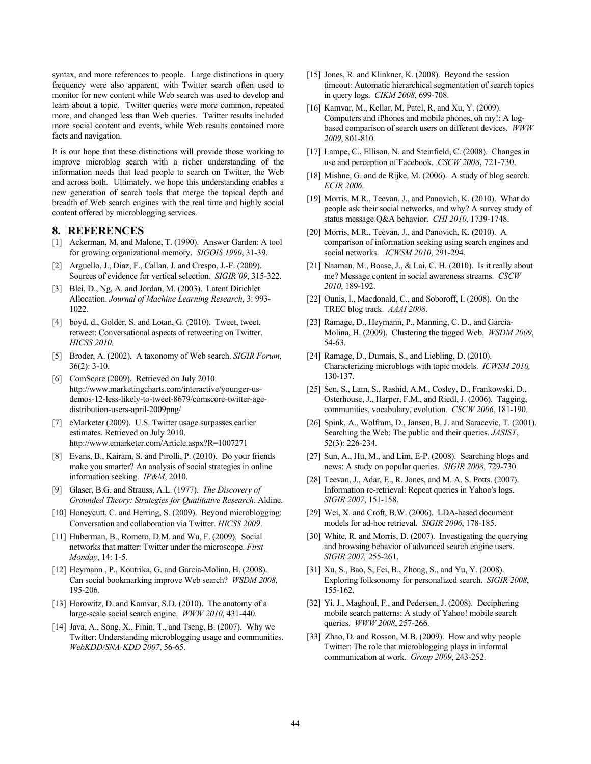syntax, and more references to people. Large distinctions in query frequency were also apparent, with Twitter search often used to monitor for new content while Web search was used to develop and learn about a topic. Twitter queries were more common, repeated more, and changed less than Web queries. Twitter results included more social content and events, while Web results contained more facts and navigation.

It is our hope that these distinctions will provide those working to improve microblog search with a richer understanding of the information needs that lead people to search on Twitter, the Web and across both. Ultimately, we hope this understanding enables a new generation of search tools that merge the topical depth and breadth of Web search engines with the real time and highly social content offered by microblogging services.

## 8. REFERENCES

[1] Ackerman, M. and Malone, T. (1990). Answer Garden: A tool for growing organizational memory. *SIGOIS 1990*, 31-39.

[2] Arguello, J., Diaz, F., Callan, J. and Crespo, J.-F. (2009). Sources of evidence for vertical selection. *SIGIR'09*, 315-322.

[3] Blei, D., Ng, A. and Jordan, M. (2003). Latent Dirichlet Allocation. *Journal of Machine Learning Research*, 3: 993-1022.

[4] boyd, d., Golder, S. and Lotan, G. (2010). Tweet, tweet, retweet: Conversational aspects of retweeting on Twitter. *HICSS 2010.*

[5] Broder, A. (2002). A taxonomy of Web search. *SIGIR Forum*, 36(2): 3-10.

[6] ComScore (2009). Retrieved on July 2010. http://www.marketingcharts.com/interactive/younger-us-demos-12-less-likely-to-tweet-8679/comscore-twitter-age-distribution-users-april-2009png/

[7] eMarketer (2009). U.S. Twitter usage surpasses earlier estimates. Retrieved on July 2010. http://www.emarketer.com/Article.aspx?R=1007271

[8] Evans, B., Kairam, S. and Pirolli, P. (2010). Do your friends make you smarter? An analysis of social strategies in online information seeking. *IP&M*, 2010.

[9] Glaser, B.G. and Strauss, A.L. (1977). *The Discovery of Grounded Theory: Strategies for Qualitative Research*. Aldine.

[10] Honeycutt, C. and Herring, S. (2009). Beyond microblogging: Conversation and collaboration via Twitter. *HICSS 2009*.

[11] Huberman, B., Romero, D.M. and Wu, F. (2009). Social networks that matter: Twitter under the microscope. *First Monday*, 14: 1-5.

[12] Heymann , P., Koutrika, G. and Garcia-Molina, H. (2008). Can social bookmarking improve Web search? *WSDM 2008*, 195-206.

[13] Horowitz, D. and Kamvar, S.D. (2010). The anatomy of a large-scale social search engine. *WWW 2010*, 431-440.

[14] Java, A., Song, X., Finin, T., and Tseng, B. (2007). Why we Twitter: Understanding microblogging usage and communities. *WebKDD/SNA-KDD 2007*, 56-65.

[15] Jones, R. and Klinkner, K. (2008). Beyond the session timeout: Automatic hierarchical segmentation of search topics in query logs. *CIKM 2008*, 699-708.

[16] Kamvar, M., Kellar, M, Patel, R, and Xu, Y. (2009). Computers and iPhones and mobile phones, oh my!: A log-based comparison of search users on different devices. *WWW 2009*, 801-810.

[17] Lampe, C., Ellison, N. and Steinfield, C. (2008). Changes in use and perception of Facebook. *CSCW 2008*, 721-730.

[18] Mishne, G. and de Rijke, M. (2006). A study of blog search. *ECIR 2006*.

[19] Morris. M.R., Teevan, J., and Panovich, K. (2010). What do people ask their social networks, and why? A survey study of status message Q&A behavior. *CHI 2010*, 1739-1748.

[20] Morris, M.R., Teevan, J., and Panovich, K. (2010). A comparison of information seeking using search engines and social networks. *ICWSM 2010*, 291-294.

[21] Naaman, M., Boase, J., & Lai, C. H. (2010). Is it really about me? Message content in social awareness streams. *CSCW 2010*, 189-192.

[22] Ounis, I., Macdonald, C., and Soboroff, I. (2008). On the TREC blog track. *AAAI 2008*.

[23] Ramage, D., Heymann, P., Manning, C. D., and Garcia-Molina, H. (2009). Clustering the tagged Web. *WSDM 2009*, 54-63.

[24] Ramage, D., Dumais, S., and Liebling, D. (2010). Characterizing microblogs with topic models. *ICWSM 2010,* 130-137.

[25] Sen, S., Lam, S., Rashid, A.M., Cosley, D., Frankowski, D., Osterhouse, J., Harper, F.M., and Riedl, J. (2006). Tagging, communities, vocabulary, evolution. *CSCW 2006*, 181-190.

[26] Spink, A., Wolfram, D., Jansen, B. J. and Saracevic, T. (2001). Searching the Web: The public and their queries. *JASIST*, 52(3): 226-234.

[27] Sun, A., Hu, M., and Lim, E-P. (2008). Searching blogs and news: A study on popular queries. *SIGIR 2008*, 729-730.

[28] Teevan, J., Adar, E., R. Jones, and M. A. S. Potts. (2007). Information re-retrieval: Repeat queries in Yahoo's logs. *SIGIR 2007*, 151-158.

[29] Wei, X. and Croft, B.W. (2006). LDA-based document models for ad-hoc retrieval. *SIGIR 2006*, 178-185.

[30] White, R. and Morris, D. (2007). Investigating the querying and browsing behavior of advanced search engine users. *SIGIR 2007,* 255-261.

[31] Xu, S., Bao, S, Fei, B., Zhong, S., and Yu, Y. (2008). Exploring folksonomy for personalized search. *SIGIR 2008*, 155-162.

[32] Yi, J., Maghoul, F., and Pedersen, J. (2008). Deciphering mobile search patterns: A study of Yahoo! mobile search queries. *WWW 2008*, 257-266.

[33] Zhao, D. and Rosson, M.B. (2009). How and why people Twitter: The role that microblogging plays in informal communication at work. *Group 2009*, 243-252.